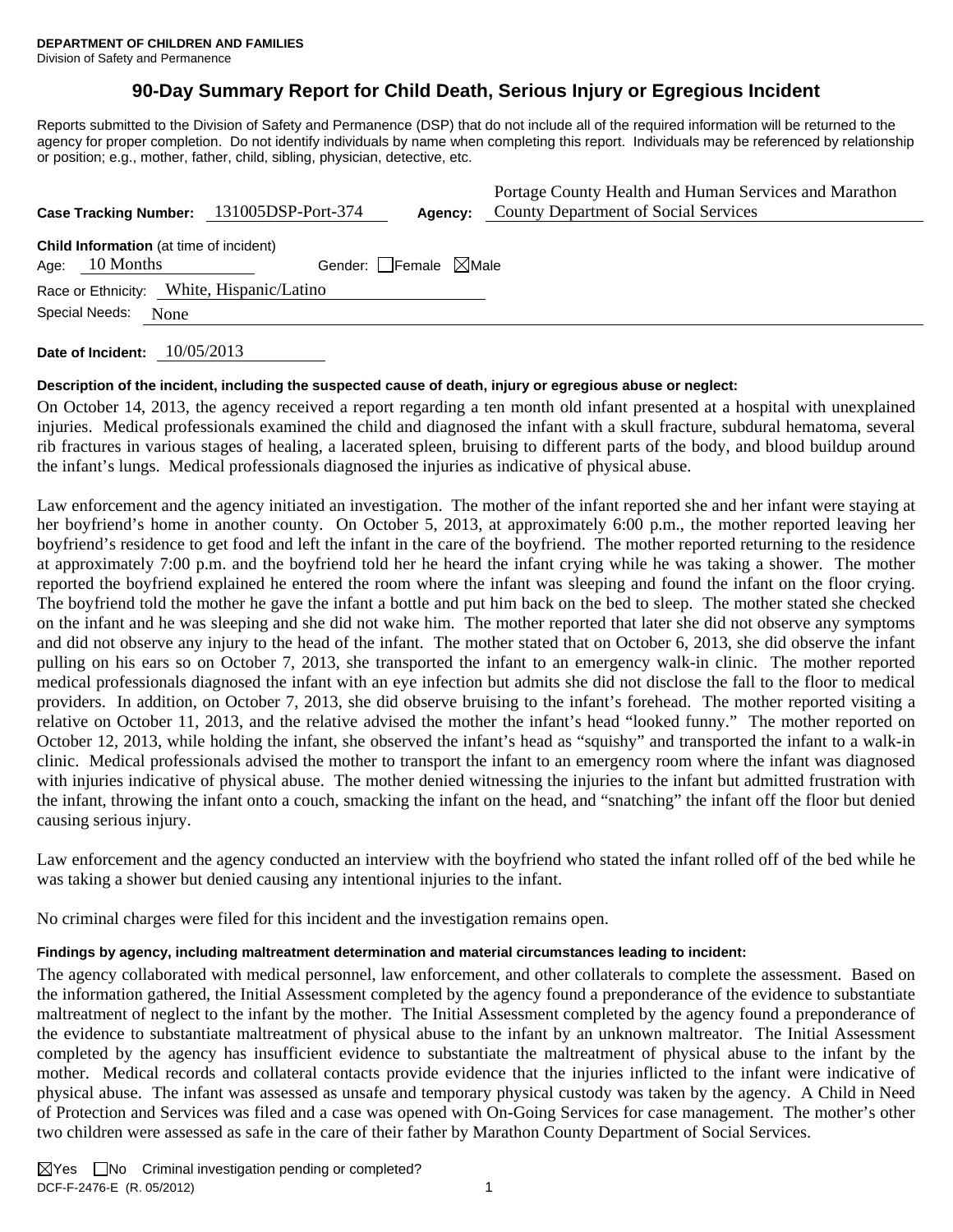**DEPARTMENT OF CHILDREN AND FAMILIES**
Division of Safety and Permanence

# 90-Day Summary Report for Child Death, Serious Injury or Egregious Incident

Reports submitted to the Division of Safety and Permanence (DSP) that do not include all of the required information will be returned to the agency for proper completion. Do not identify individuals by name when completing this report. Individuals may be referenced by relationship or position; e.g., mother, father, child, sibling, physician, detective, etc.

**Case Tracking Number:** 131005DSP-Port-374 **Agency:** Portage County Health and Human Services and Marathon County Department of Social Services

**Child Information** (at time of incident)

Age: 10 Months Gender: ☐Female ☒Male

Race or Ethnicity: White, Hispanic/Latino

Special Needs: None

**Date of Incident:** 10/05/2013

**Description of the incident, including the suspected cause of death, injury or egregious abuse or neglect:**

On October 14, 2013, the agency received a report regarding a ten month old infant presented at a hospital with unexplained injuries. Medical professionals examined the child and diagnosed the infant with a skull fracture, subdural hematoma, several rib fractures in various stages of healing, a lacerated spleen, bruising to different parts of the body, and blood buildup around the infant's lungs. Medical professionals diagnosed the injuries as indicative of physical abuse.

Law enforcement and the agency initiated an investigation. The mother of the infant reported she and her infant were staying at her boyfriend's home in another county. On October 5, 2013, at approximately 6:00 p.m., the mother reported leaving her boyfriend's residence to get food and left the infant in the care of the boyfriend. The mother reported returning to the residence at approximately 7:00 p.m. and the boyfriend told her he heard the infant crying while he was taking a shower. The mother reported the boyfriend explained he entered the room where the infant was sleeping and found the infant on the floor crying. The boyfriend told the mother he gave the infant a bottle and put him back on the bed to sleep. The mother stated she checked on the infant and he was sleeping and she did not wake him. The mother reported that later she did not observe any symptoms and did not observe any injury to the head of the infant. The mother stated that on October 6, 2013, she did observe the infant pulling on his ears so on October 7, 2013, she transported the infant to an emergency walk-in clinic. The mother reported medical professionals diagnosed the infant with an eye infection but admits she did not disclose the fall to the floor to medical providers. In addition, on October 7, 2013, she did observe bruising to the infant's forehead. The mother reported visiting a relative on October 11, 2013, and the relative advised the mother the infant's head "looked funny." The mother reported on October 12, 2013, while holding the infant, she observed the infant's head as "squishy" and transported the infant to a walk-in clinic. Medical professionals advised the mother to transport the infant to an emergency room where the infant was diagnosed with injuries indicative of physical abuse. The mother denied witnessing the injuries to the infant but admitted frustration with the infant, throwing the infant onto a couch, smacking the infant on the head, and "snatching" the infant off the floor but denied causing serious injury.

Law enforcement and the agency conducted an interview with the boyfriend who stated the infant rolled off of the bed while he was taking a shower but denied causing any intentional injuries to the infant.

No criminal charges were filed for this incident and the investigation remains open.

**Findings by agency, including maltreatment determination and material circumstances leading to incident:**

The agency collaborated with medical personnel, law enforcement, and other collaterals to complete the assessment. Based on the information gathered, the Initial Assessment completed by the agency found a preponderance of the evidence to substantiate maltreatment of neglect to the infant by the mother. The Initial Assessment completed by the agency found a preponderance of the evidence to substantiate maltreatment of physical abuse to the infant by an unknown maltreator. The Initial Assessment completed by the agency has insufficient evidence to substantiate the maltreatment of physical abuse to the infant by the mother. Medical records and collateral contacts provide evidence that the injuries inflicted to the infant were indicative of physical abuse. The infant was assessed as unsafe and temporary physical custody was taken by the agency. A Child in Need of Protection and Services was filed and a case was opened with On-Going Services for case management. The mother's other two children were assessed as safe in the care of their father by Marathon County Department of Social Services.

☒Yes ☐No Criminal investigation pending or completed?

DCF-F-2476-E (R. 05/2012)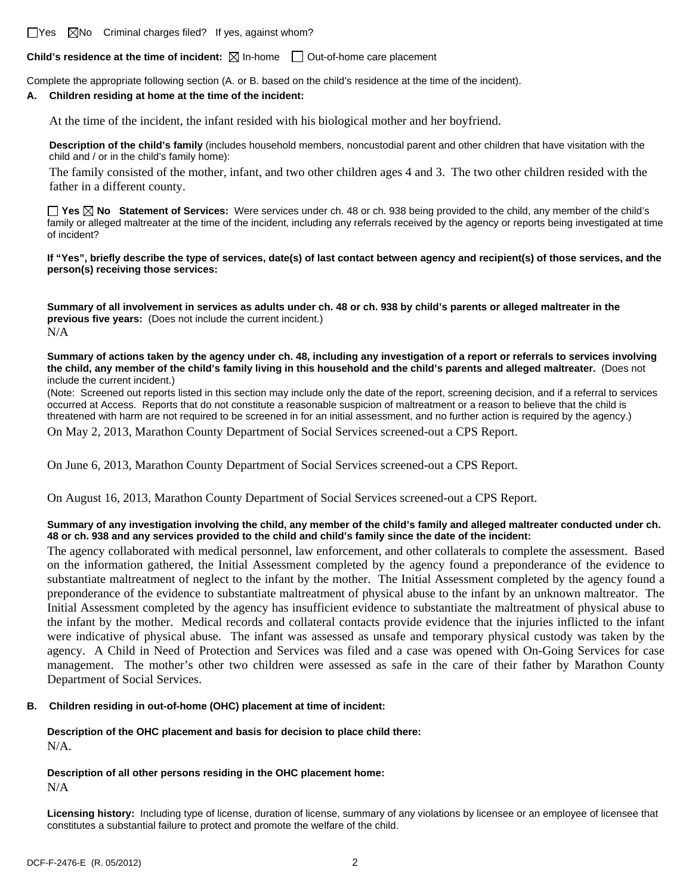☐Yes ☒No Criminal charges filed? If yes, against whom?

**Child's residence at the time of incident:** ☒ In-home ☐ Out-of-home care placement

Complete the appropriate following section (A. or B. based on the child's residence at the time of the incident).

**A. Children residing at home at the time of the incident:**

At the time of the incident, the infant resided with his biological mother and her boyfriend.

**Description of the child's family** (includes household members, noncustodial parent and other children that have visitation with the child and / or in the child's family home):

The family consisted of the mother, infant, and two other children ages 4 and 3. The two other children resided with the father in a different county.

☐ **Yes** ☒ **No Statement of Services:** Were services under ch. 48 or ch. 938 being provided to the child, any member of the child's family or alleged maltreater at the time of the incident, including any referrals received by the agency or reports being investigated at time of incident?

**If "Yes", briefly describe the type of services, date(s) of last contact between agency and recipient(s) of those services, and the person(s) receiving those services:**

**Summary of all involvement in services as adults under ch. 48 or ch. 938 by child's parents or alleged maltreater in the previous five years:** (Does not include the current incident.)

N/A

**Summary of actions taken by the agency under ch. 48, including any investigation of a report or referrals to services involving the child, any member of the child's family living in this household and the child's parents and alleged maltreater.** (Does not include the current incident.)

(Note: Screened out reports listed in this section may include only the date of the report, screening decision, and if a referral to services occurred at Access. Reports that do not constitute a reasonable suspicion of maltreatment or a reason to believe that the child is threatened with harm are not required to be screened in for an initial assessment, and no further action is required by the agency.)

On May 2, 2013, Marathon County Department of Social Services screened-out a CPS Report.

On June 6, 2013, Marathon County Department of Social Services screened-out a CPS Report.

On August 16, 2013, Marathon County Department of Social Services screened-out a CPS Report.

**Summary of any investigation involving the child, any member of the child's family and alleged maltreater conducted under ch. 48 or ch. 938 and any services provided to the child and child's family since the date of the incident:**

The agency collaborated with medical personnel, law enforcement, and other collaterals to complete the assessment. Based on the information gathered, the Initial Assessment completed by the agency found a preponderance of the evidence to substantiate maltreatment of neglect to the infant by the mother. The Initial Assessment completed by the agency found a preponderance of the evidence to substantiate maltreatment of physical abuse to the infant by an unknown maltreator. The Initial Assessment completed by the agency has insufficient evidence to substantiate the maltreatment of physical abuse to the infant by the mother. Medical records and collateral contacts provide evidence that the injuries inflicted to the infant were indicative of physical abuse. The infant was assessed as unsafe and temporary physical custody was taken by the agency. A Child in Need of Protection and Services was filed and a case was opened with On-Going Services for case management. The mother's other two children were assessed as safe in the care of their father by Marathon County Department of Social Services.

**B. Children residing in out-of-home (OHC) placement at time of incident:**

**Description of the OHC placement and basis for decision to place child there:**

N/A.

**Description of all other persons residing in the OHC placement home:**

N/A

**Licensing history:** Including type of license, duration of license, summary of any violations by licensee or an employee of licensee that constitutes a substantial failure to protect and promote the welfare of the child.

DCF-F-2476-E (R. 05/2012)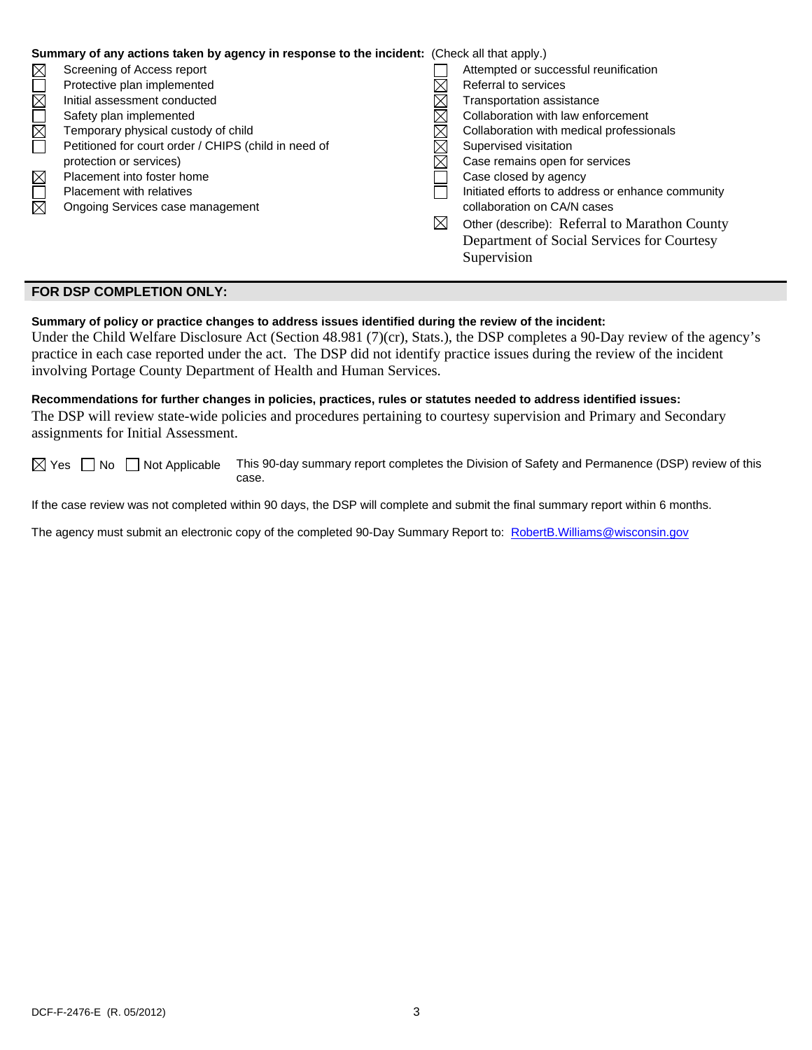**Summary of any actions taken by agency in response to the incident:** (Check all that apply.)

- ☒ Screening of Access report
- ☐ Protective plan implemented
- ☒ Initial assessment conducted
- ☐ Safety plan implemented
- ☒ Temporary physical custody of child
- ☐ Petitioned for court order / CHIPS (child in need of protection or services)
- ☒ Placement into foster home
- ☐ Placement with relatives
- ☒ Ongoing Services case management
- ☐ Attempted or successful reunification
- ☒ Referral to services
- ☒ Transportation assistance
- ☒ Collaboration with law enforcement
- ☒ Collaboration with medical professionals
- ☒ Supervised visitation
- ☒ Case remains open for services
- ☐ Case closed by agency
- ☐ Initiated efforts to address or enhance community collaboration on CA/N cases
- ☒ Other (describe): Referral to Marathon County Department of Social Services for Courtesy Supervision

## FOR DSP COMPLETION ONLY:

**Summary of policy or practice changes to address issues identified during the review of the incident:**

Under the Child Welfare Disclosure Act (Section 48.981 (7)(cr), Stats.), the DSP completes a 90-Day review of the agency's practice in each case reported under the act. The DSP did not identify practice issues during the review of the incident involving Portage County Department of Health and Human Services.

**Recommendations for further changes in policies, practices, rules or statutes needed to address identified issues:**

The DSP will review state-wide policies and procedures pertaining to courtesy supervision and Primary and Secondary assignments for Initial Assessment.

☒ Yes ☐ No ☐ Not Applicable — This 90-day summary report completes the Division of Safety and Permanence (DSP) review of this case.

If the case review was not completed within 90 days, the DSP will complete and submit the final summary report within 6 months.

The agency must submit an electronic copy of the completed 90-Day Summary Report to: RobertB.Williams@wisconsin.gov

DCF-F-2476-E (R. 05/2012)